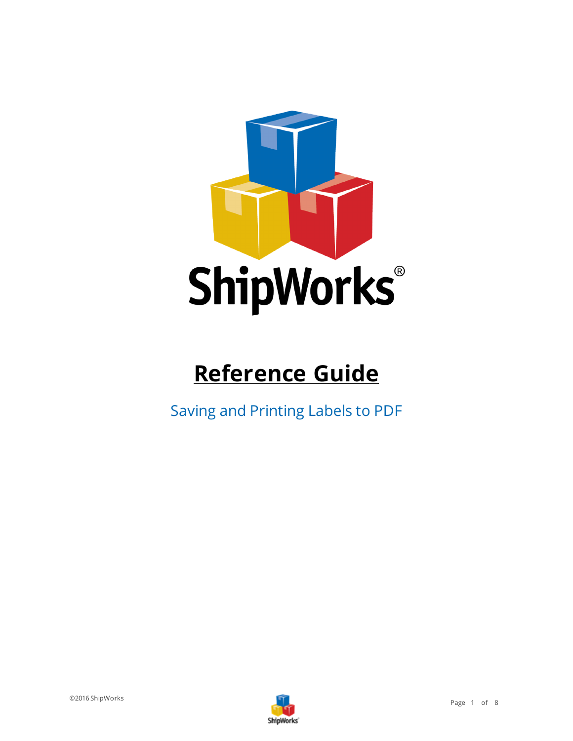# ShipWorks®

## Reference Guide

Saving and Printing Labels to PDF

©2016 ShipWorks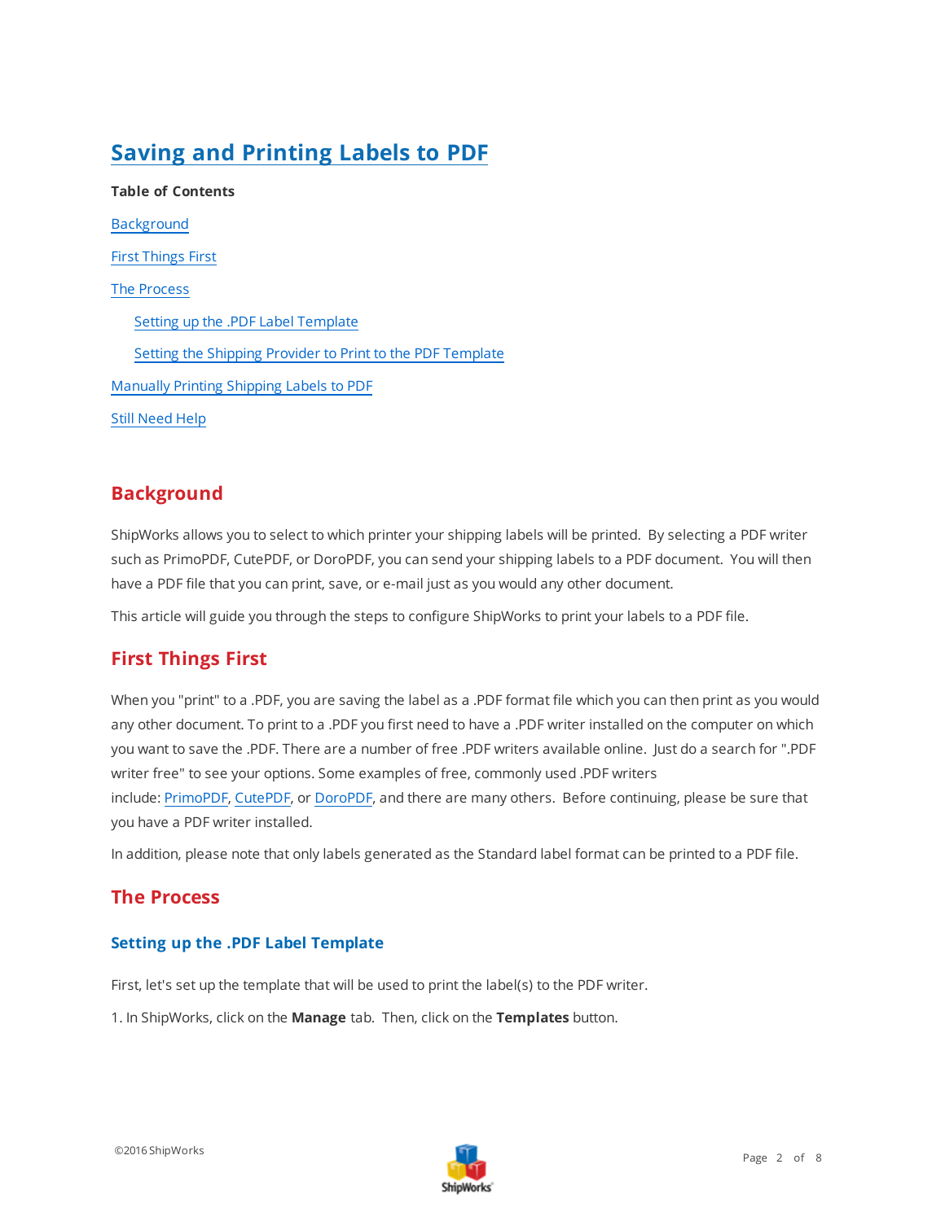# Saving and Printing Labels to PDF

**Table of Contents**

Background

First Things First

The Process

- Setting up the .PDF Label Template
- Setting the Shipping Provider to Print to the PDF Template

Manually Printing Shipping Labels to PDF

Still Need Help

## Background

ShipWorks allows you to select to which printer your shipping labels will be printed.  By selecting a PDF writer such as PrimoPDF, CutePDF, or DoroPDF, you can send your shipping labels to a PDF document.  You will then have a PDF file that you can print, save, or e-mail just as you would any other document.

This article will guide you through the steps to configure ShipWorks to print your labels to a PDF file.

## First Things First

When you "print" to a .PDF, you are saving the label as a .PDF format file which you can then print as you would any other document. To print to a .PDF you first need to have a .PDF writer installed on the computer on which you want to save the .PDF. There are a number of free .PDF writers available online.  Just do a search for ".PDF writer free" to see your options. Some examples of free, commonly used .PDF writers include: PrimoPDF, CutePDF, or DoroPDF, and there are many others.  Before continuing, please be sure that you have a PDF writer installed.

In addition, please note that only labels generated as the Standard label format can be printed to a PDF file.

## The Process

### Setting up the .PDF Label Template

First, let's set up the template that will be used to print the label(s) to the PDF writer.

1. In ShipWorks, click on the **Manage** tab.  Then, click on the **Templates** button.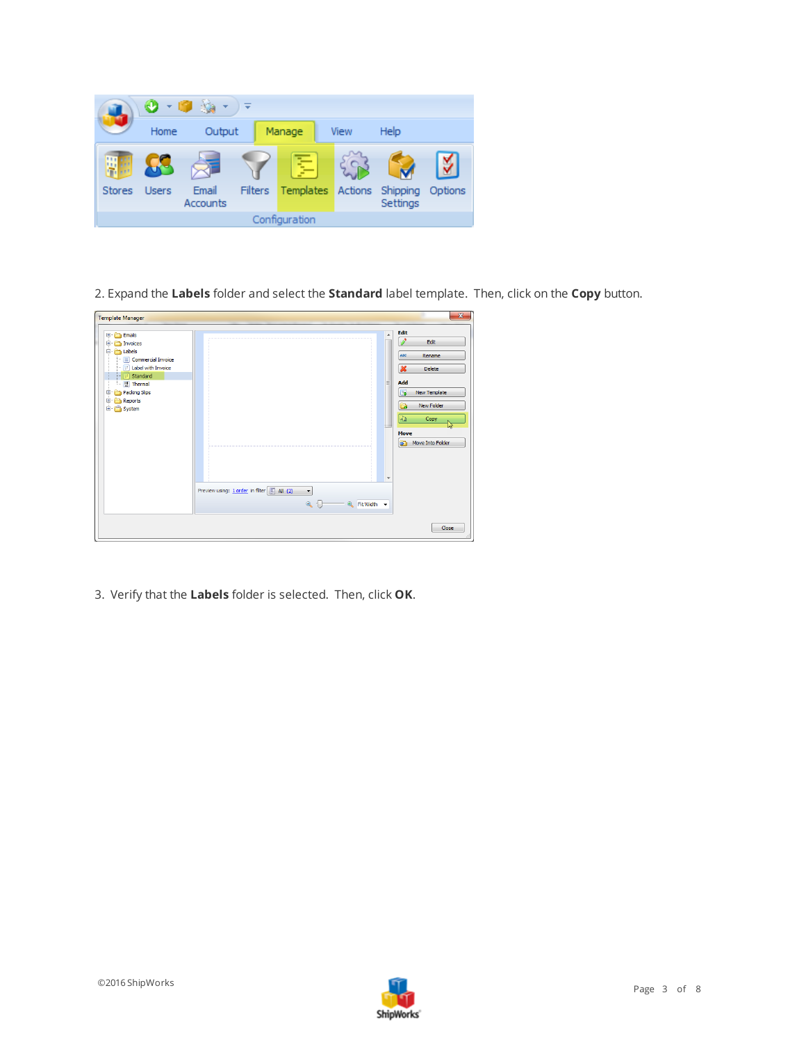2. Expand the **Labels** folder and select the **Standard** label template.  Then, click on the **Copy** button.

3.  Verify that the **Labels** folder is selected.  Then, click **OK**.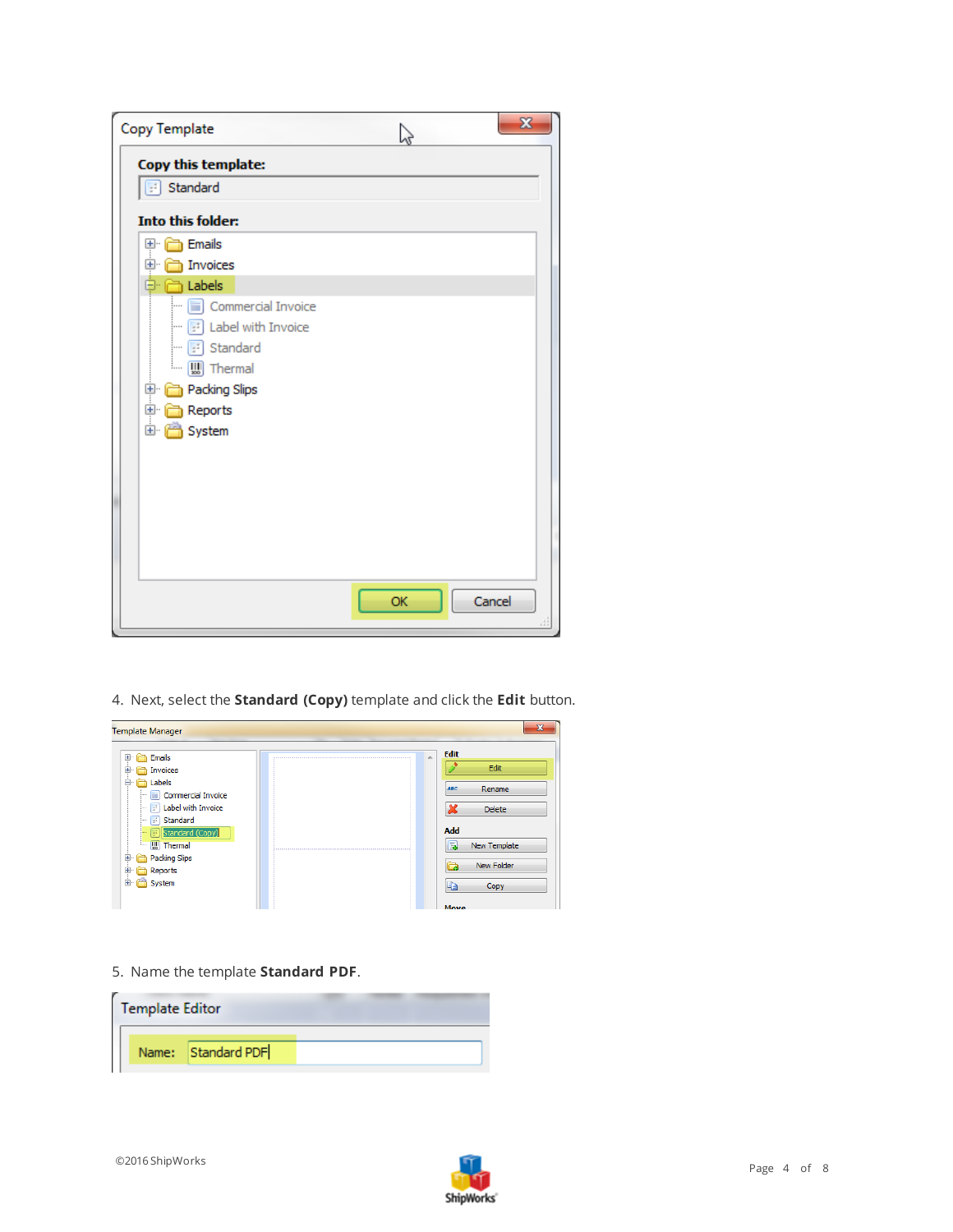4. Next, select the **Standard (Copy)** template and click the **Edit** button.

5. Name the template **Standard PDF**.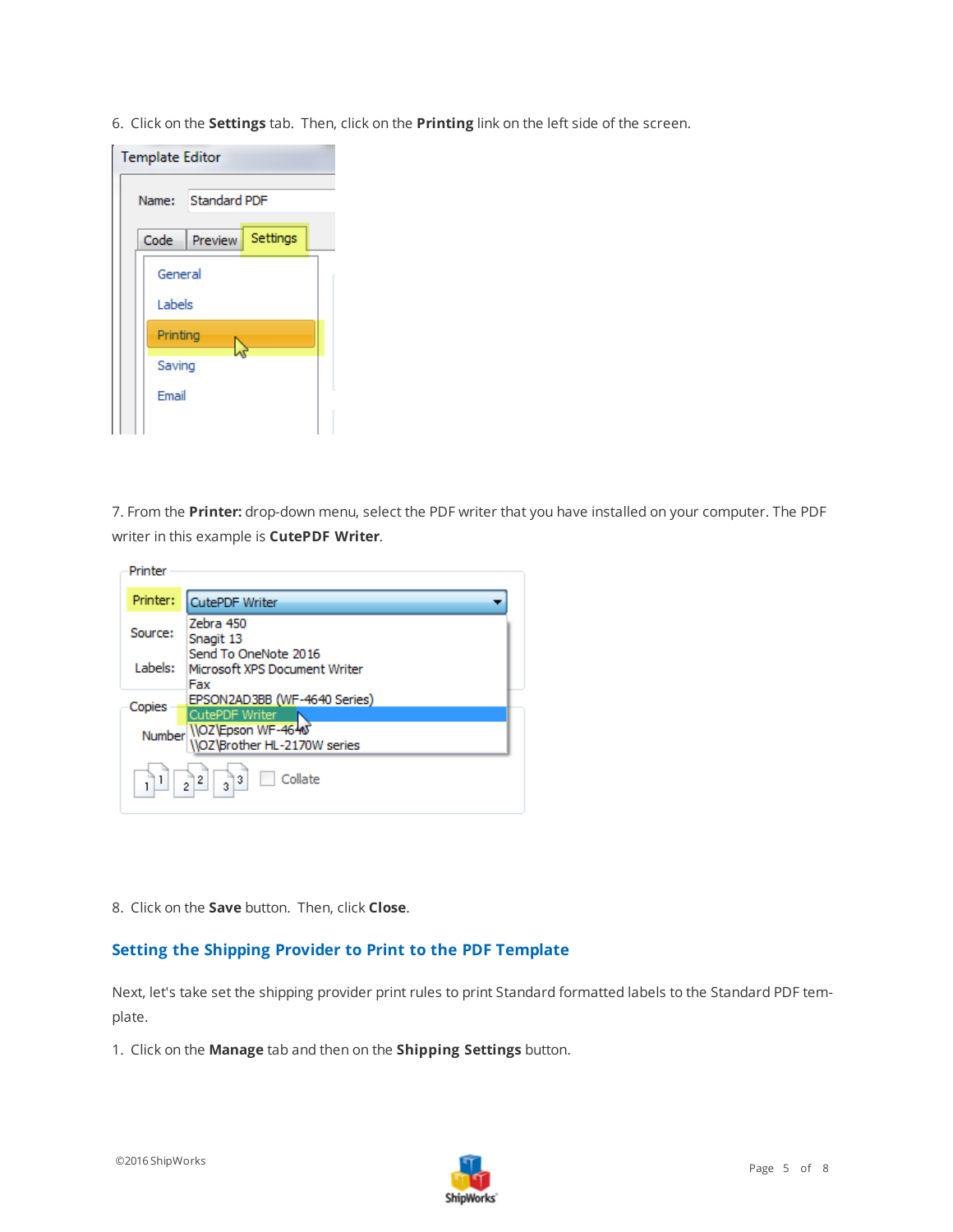6. Click on the **Settings** tab. Then, click on the **Printing** link on the left side of the screen.

7. From the **Printer:** drop-down menu, select the PDF writer that you have installed on your computer. The PDF writer in this example is **CutePDF Writer**.

8. Click on the **Save** button. Then, click **Close**.

## Setting the Shipping Provider to Print to the PDF Template

Next, let's take set the shipping provider print rules to print Standard formatted labels to the Standard PDF template.

1. Click on the **Manage** tab and then on the **Shipping Settings** button.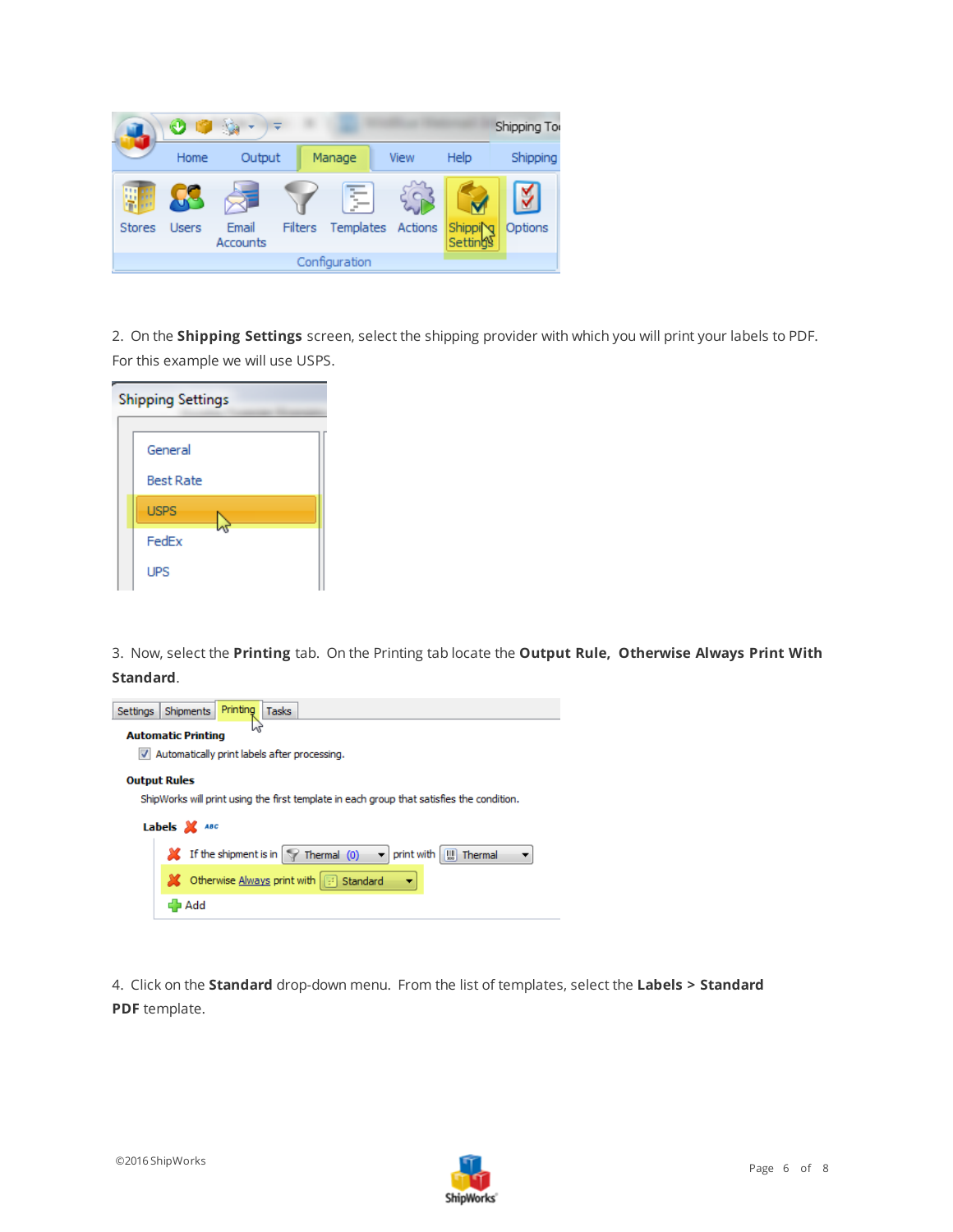2. On the **Shipping Settings** screen, select the shipping provider with which you will print your labels to PDF. For this example we will use USPS.

3. Now, select the **Printing** tab. On the Printing tab locate the **Output Rule, Otherwise Always Print With Standard**.

4. Click on the **Standard** drop-down menu. From the list of templates, select the **Labels > Standard PDF** template.

©2016 ShipWorks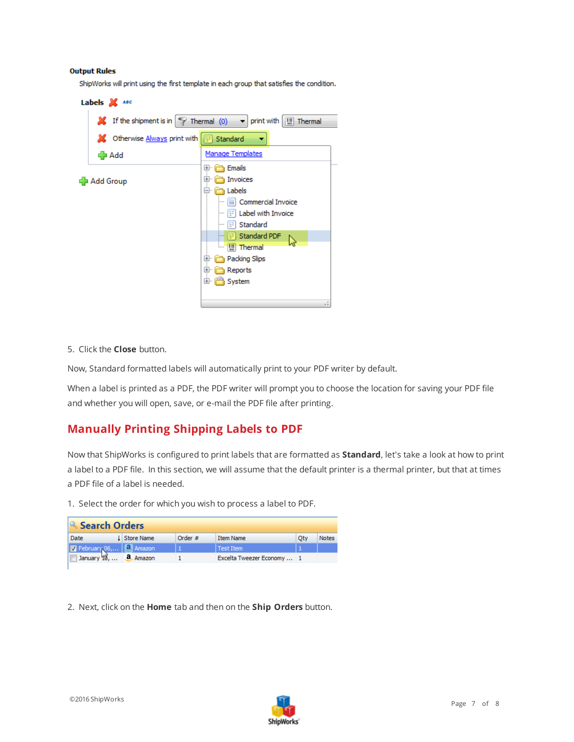5. Click the **Close** button.

Now, Standard formatted labels will automatically print to your PDF writer by default.

When a label is printed as a PDF, the PDF writer will prompt you to choose the location for saving your PDF file and whether you will open, save, or e-mail the PDF file after printing.

## Manually Printing Shipping Labels to PDF

Now that ShipWorks is configured to print labels that are formatted as **Standard**, let's take a look at how to print a label to a PDF file. In this section, we will assume that the default printer is a thermal printer, but that at times a PDF file of a label is needed.

1. Select the order for which you wish to process a label to PDF.

2. Next, click on the **Home** tab and then on the **Ship Orders** button.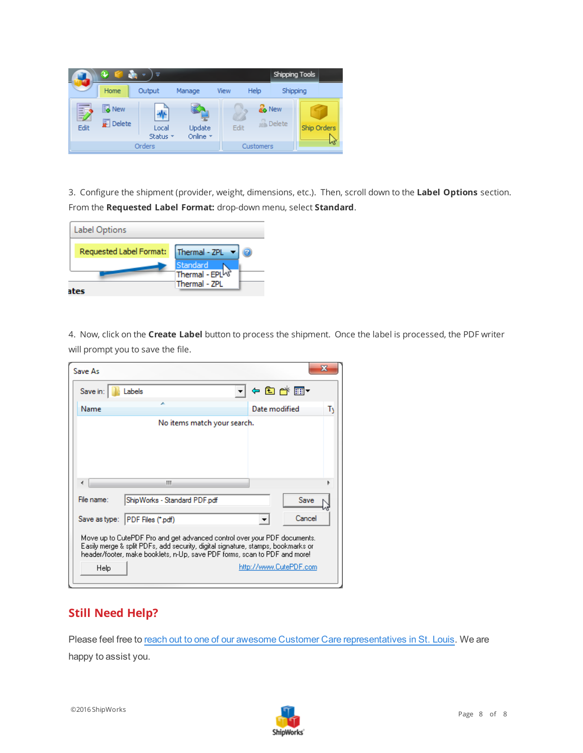3. Configure the shipment (provider, weight, dimensions, etc.). Then, scroll down to the **Label Options** section. From the **Requested Label Format:** drop-down menu, select **Standard**.

4. Now, click on the **Create Label** button to process the shipment. Once the label is processed, the PDF writer will prompt you to save the file.

## Still Need Help?

Please feel free to reach out to one of our awesome Customer Care representatives in St. Louis. We are happy to assist you.

©2016 ShipWorks